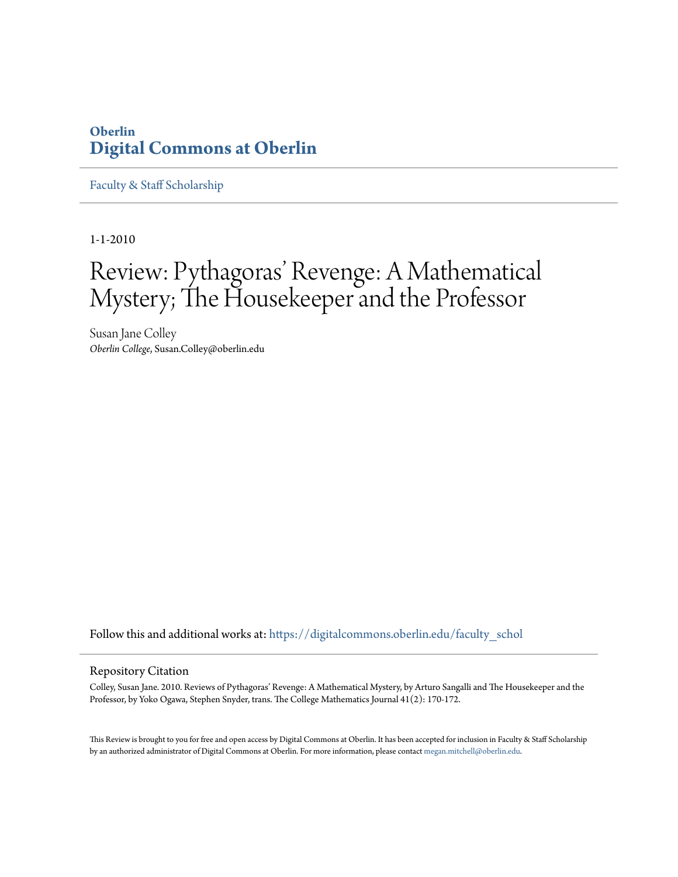Oberlin

# Digital Commons at Oberlin

Faculty & Staff Scholarship

1-1-2010

# Review: Pythagoras' Revenge: A Mathematical Mystery; The Housekeeper and the Professor

Susan Jane Colley

*Oberlin College*, Susan.Colley@oberlin.edu

Follow this and additional works at: https://digitalcommons.oberlin.edu/faculty_schol

## Repository Citation

Colley, Susan Jane. 2010. Reviews of Pythagoras' Revenge: A Mathematical Mystery, by Arturo Sangalli and The Housekeeper and the Professor, by Yoko Ogawa, Stephen Snyder, trans. The College Mathematics Journal 41(2): 170-172.

This Review is brought to you for free and open access by Digital Commons at Oberlin. It has been accepted for inclusion in Faculty & Staff Scholarship by an authorized administrator of Digital Commons at Oberlin. For more information, please contact megan.mitchell@oberlin.edu.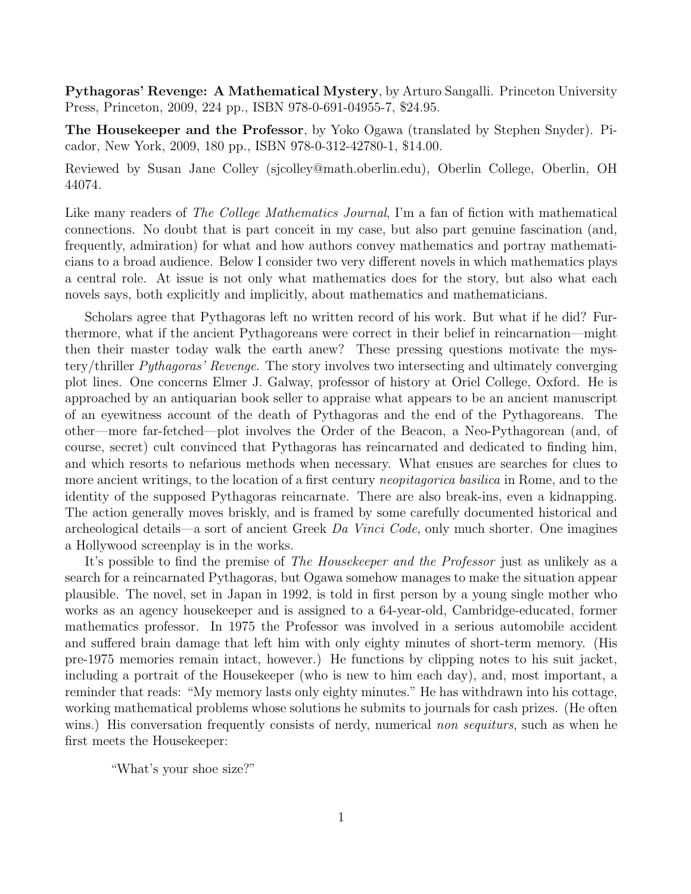**Pythagoras' Revenge: A Mathematical Mystery**, by Arturo Sangalli. Princeton University Press, Princeton, 2009, 224 pp., ISBN 978-0-691-04955-7, $24.95.

**The Housekeeper and the Professor**, by Yoko Ogawa (translated by Stephen Snyder). Picador, New York, 2009, 180 pp., ISBN 978-0-312-42780-1, $14.00.

Reviewed by Susan Jane Colley (sjcolley@math.oberlin.edu), Oberlin College, Oberlin, OH 44074.

Like many readers of *The College Mathematics Journal*, I'm a fan of fiction with mathematical connections. No doubt that is part conceit in my case, but also part genuine fascination (and, frequently, admiration) for what and how authors convey mathematics and portray mathematicians to a broad audience. Below I consider two very different novels in which mathematics plays a central role. At issue is not only what mathematics does for the story, but also what each novels says, both explicitly and implicitly, about mathematics and mathematicians.

Scholars agree that Pythagoras left no written record of his work. But what if he did? Furthermore, what if the ancient Pythagoreans were correct in their belief in reincarnation—might then their master today walk the earth anew? These pressing questions motivate the mystery/thriller *Pythagoras' Revenge*. The story involves two intersecting and ultimately converging plot lines. One concerns Elmer J. Galway, professor of history at Oriel College, Oxford. He is approached by an antiquarian book seller to appraise what appears to be an ancient manuscript of an eyewitness account of the death of Pythagoras and the end of the Pythagoreans. The other—more far-fetched—plot involves the Order of the Beacon, a Neo-Pythagorean (and, of course, secret) cult convinced that Pythagoras has reincarnated and dedicated to finding him, and which resorts to nefarious methods when necessary. What ensues are searches for clues to more ancient writings, to the location of a first century *neopitagorica basilica* in Rome, and to the identity of the supposed Pythagoras reincarnate. There are also break-ins, even a kidnapping. The action generally moves briskly, and is framed by some carefully documented historical and archeological details—a sort of ancient Greek *Da Vinci Code*, only much shorter. One imagines a Hollywood screenplay is in the works.

It's possible to find the premise of *The Housekeeper and the Professor* just as unlikely as a search for a reincarnated Pythagoras, but Ogawa somehow manages to make the situation appear plausible. The novel, set in Japan in 1992, is told in first person by a young single mother who works as an agency housekeeper and is assigned to a 64-year-old, Cambridge-educated, former mathematics professor. In 1975 the Professor was involved in a serious automobile accident and suffered brain damage that left him with only eighty minutes of short-term memory. (His pre-1975 memories remain intact, however.) He functions by clipping notes to his suit jacket, including a portrait of the Housekeeper (who is new to him each day), and, most important, a reminder that reads: "My memory lasts only eighty minutes." He has withdrawn into his cottage, working mathematical problems whose solutions he submits to journals for cash prizes. (He often wins.) His conversation frequently consists of nerdy, numerical *non sequiturs*, such as when he first meets the Housekeeper:

> "What's your shoe size?"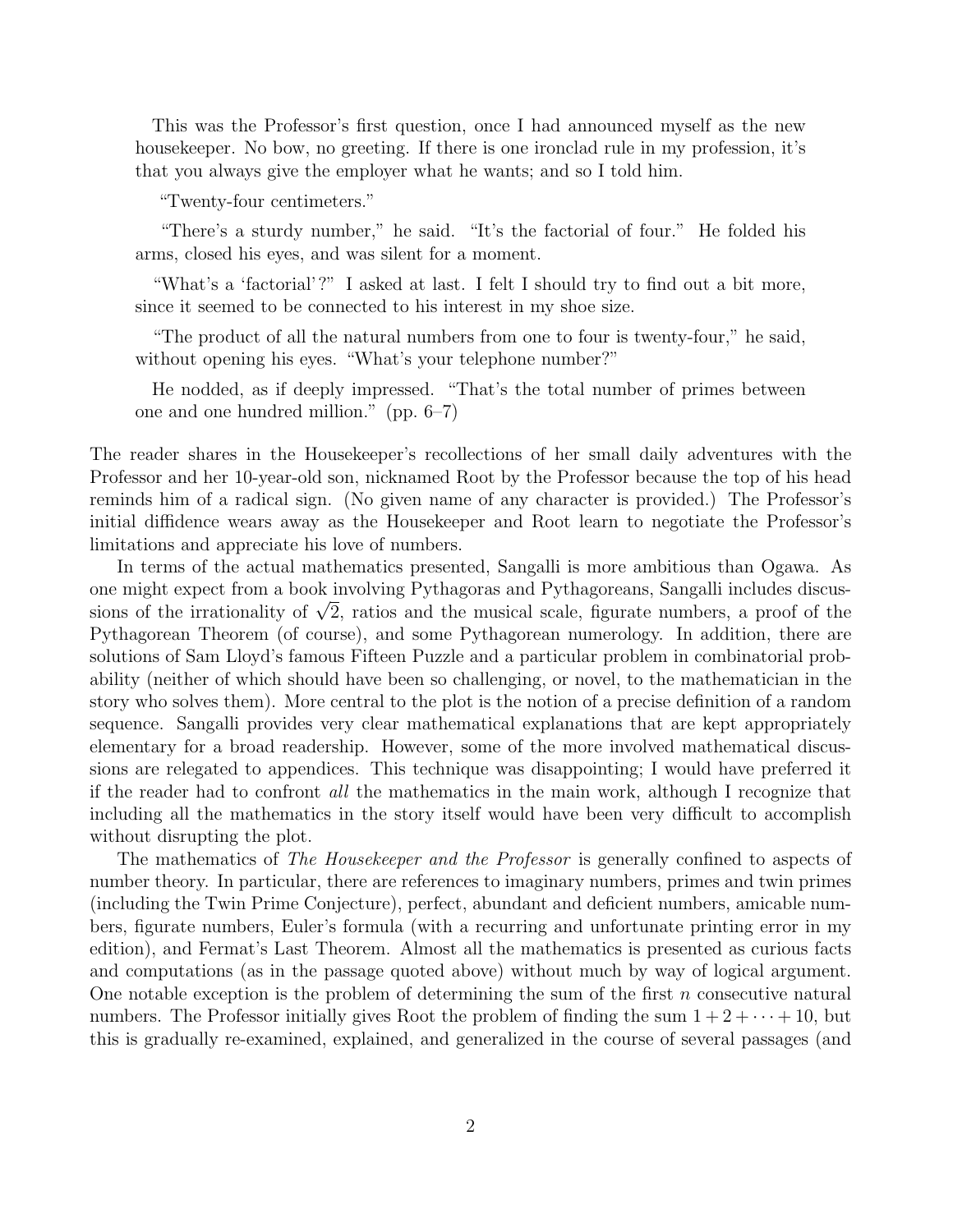This was the Professor's first question, once I had announced myself as the new housekeeper. No bow, no greeting. If there is one ironclad rule in my profession, it's that you always give the employer what he wants; and so I told him.

"Twenty-four centimeters."

"There's a sturdy number," he said. "It's the factorial of four." He folded his arms, closed his eyes, and was silent for a moment.

"What's a 'factorial'?" I asked at last. I felt I should try to find out a bit more, since it seemed to be connected to his interest in my shoe size.

"The product of all the natural numbers from one to four is twenty-four," he said, without opening his eyes. "What's your telephone number?"

He nodded, as if deeply impressed. "That's the total number of primes between one and one hundred million." (pp. 6–7)

The reader shares in the Housekeeper's recollections of her small daily adventures with the Professor and her 10-year-old son, nicknamed Root by the Professor because the top of his head reminds him of a radical sign. (No given name of any character is provided.) The Professor's initial diffidence wears away as the Housekeeper and Root learn to negotiate the Professor's limitations and appreciate his love of numbers.

In terms of the actual mathematics presented, Sangalli is more ambitious than Ogawa. As one might expect from a book involving Pythagoras and Pythagoreans, Sangalli includes discussions of the irrationality of $\sqrt{2}$, ratios and the musical scale, figurate numbers, a proof of the Pythagorean Theorem (of course), and some Pythagorean numerology. In addition, there are solutions of Sam Lloyd's famous Fifteen Puzzle and a particular problem in combinatorial probability (neither of which should have been so challenging, or novel, to the mathematician in the story who solves them). More central to the plot is the notion of a precise definition of a random sequence. Sangalli provides very clear mathematical explanations that are kept appropriately elementary for a broad readership. However, some of the more involved mathematical discussions are relegated to appendices. This technique was disappointing; I would have preferred it if the reader had to confront *all* the mathematics in the main work, although I recognize that including all the mathematics in the story itself would have been very difficult to accomplish without disrupting the plot.

The mathematics of *The Housekeeper and the Professor* is generally confined to aspects of number theory. In particular, there are references to imaginary numbers, primes and twin primes (including the Twin Prime Conjecture), perfect, abundant and deficient numbers, amicable numbers, figurate numbers, Euler's formula (with a recurring and unfortunate printing error in my edition), and Fermat's Last Theorem. Almost all the mathematics is presented as curious facts and computations (as in the passage quoted above) without much by way of logical argument. One notable exception is the problem of determining the sum of the first $n$ consecutive natural numbers. The Professor initially gives Root the problem of finding the sum $1 + 2 + \cdots + 10$, but this is gradually re-examined, explained, and generalized in the course of several passages (and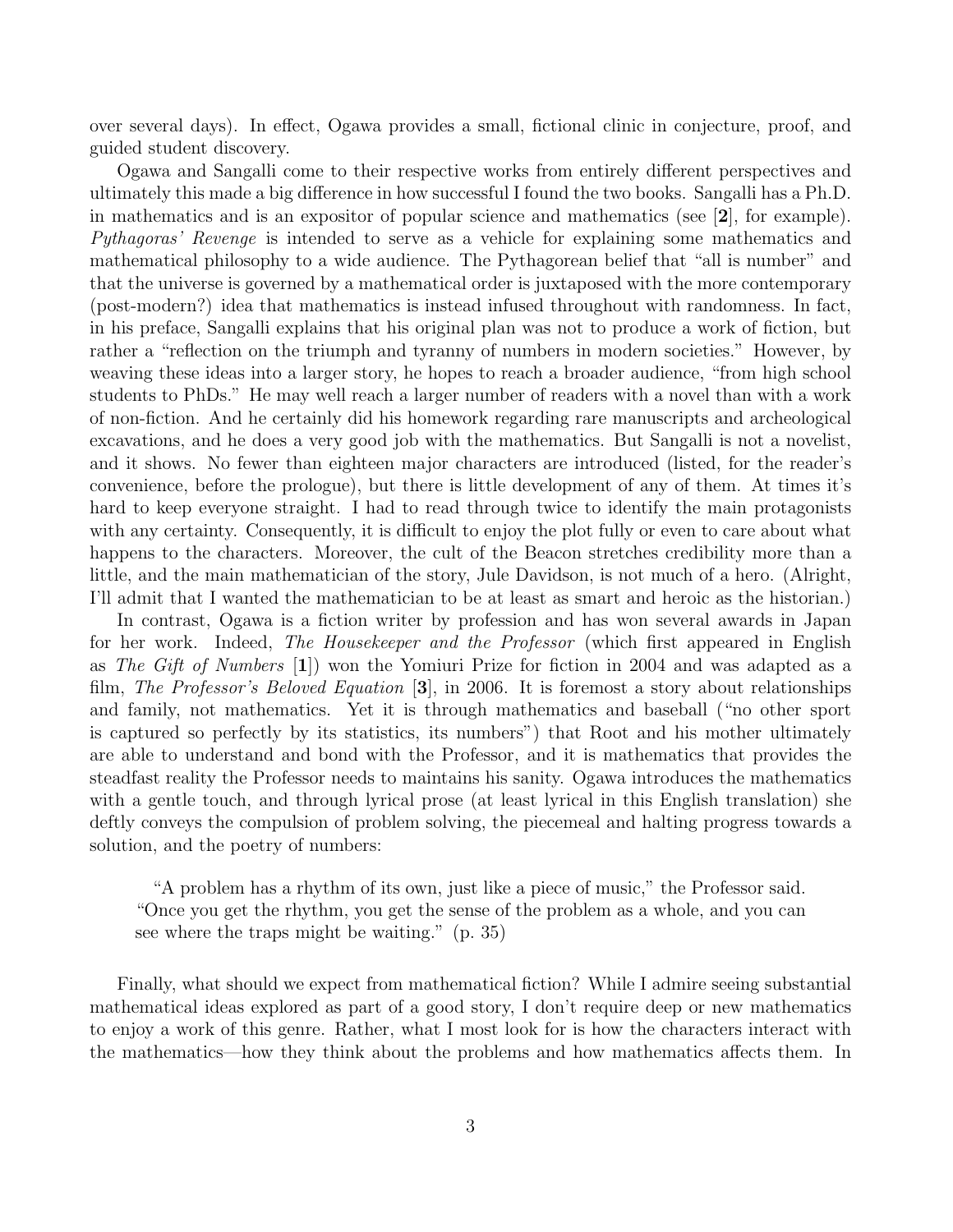over several days). In effect, Ogawa provides a small, fictional clinic in conjecture, proof, and guided student discovery.

Ogawa and Sangalli come to their respective works from entirely different perspectives and ultimately this made a big difference in how successful I found the two books. Sangalli has a Ph.D. in mathematics and is an expositor of popular science and mathematics (see [**2**], for example). *Pythagoras' Revenge* is intended to serve as a vehicle for explaining some mathematics and mathematical philosophy to a wide audience. The Pythagorean belief that "all is number" and that the universe is governed by a mathematical order is juxtaposed with the more contemporary (post-modern?) idea that mathematics is instead infused throughout with randomness. In fact, in his preface, Sangalli explains that his original plan was not to produce a work of fiction, but rather a "reflection on the triumph and tyranny of numbers in modern societies." However, by weaving these ideas into a larger story, he hopes to reach a broader audience, "from high school students to PhDs." He may well reach a larger number of readers with a novel than with a work of non-fiction. And he certainly did his homework regarding rare manuscripts and archeological excavations, and he does a very good job with the mathematics. But Sangalli is not a novelist, and it shows. No fewer than eighteen major characters are introduced (listed, for the reader's convenience, before the prologue), but there is little development of any of them. At times it's hard to keep everyone straight. I had to read through twice to identify the main protagonists with any certainty. Consequently, it is difficult to enjoy the plot fully or even to care about what happens to the characters. Moreover, the cult of the Beacon stretches credibility more than a little, and the main mathematician of the story, Jule Davidson, is not much of a hero. (Alright, I'll admit that I wanted the mathematician to be at least as smart and heroic as the historian.)

In contrast, Ogawa is a fiction writer by profession and has won several awards in Japan for her work. Indeed, *The Housekeeper and the Professor* (which first appeared in English as *The Gift of Numbers* [**1**]) won the Yomiuri Prize for fiction in 2004 and was adapted as a film, *The Professor's Beloved Equation* [**3**], in 2006. It is foremost a story about relationships and family, not mathematics. Yet it is through mathematics and baseball ("no other sport is captured so perfectly by its statistics, its numbers") that Root and his mother ultimately are able to understand and bond with the Professor, and it is mathematics that provides the steadfast reality the Professor needs to maintains his sanity. Ogawa introduces the mathematics with a gentle touch, and through lyrical prose (at least lyrical in this English translation) she deftly conveys the compulsion of problem solving, the piecemeal and halting progress towards a solution, and the poetry of numbers:

> "A problem has a rhythm of its own, just like a piece of music," the Professor said. "Once you get the rhythm, you get the sense of the problem as a whole, and you can see where the traps might be waiting." (p. 35)

Finally, what should we expect from mathematical fiction? While I admire seeing substantial mathematical ideas explored as part of a good story, I don't require deep or new mathematics to enjoy a work of this genre. Rather, what I most look for is how the characters interact with the mathematics—how they think about the problems and how mathematics affects them. In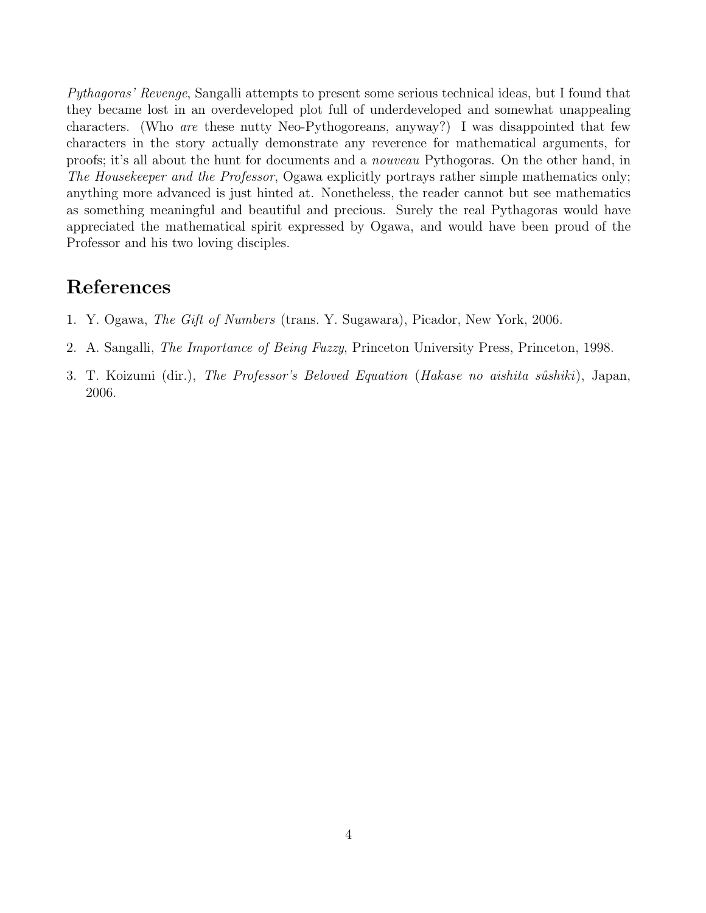*Pythagoras' Revenge*, Sangalli attempts to present some serious technical ideas, but I found that they became lost in an overdeveloped plot full of underdeveloped and somewhat unappealing characters. (Who *are* these nutty Neo-Pythogoreans, anyway?) I was disappointed that few characters in the story actually demonstrate any reverence for mathematical arguments, for proofs; it's all about the hunt for documents and a *nouveau* Pythogoras. On the other hand, in *The Housekeeper and the Professor*, Ogawa explicitly portrays rather simple mathematics only; anything more advanced is just hinted at. Nonetheless, the reader cannot but see mathematics as something meaningful and beautiful and precious. Surely the real Pythagoras would have appreciated the mathematical spirit expressed by Ogawa, and would have been proud of the Professor and his two loving disciples.

## References

1. Y. Ogawa, *The Gift of Numbers* (trans. Y. Sugawara), Picador, New York, 2006.
2. A. Sangalli, *The Importance of Being Fuzzy*, Princeton University Press, Princeton, 1998.
3. T. Koizumi (dir.), *The Professor's Beloved Equation* (*Hakase no aishita sûshiki*), Japan, 2006.